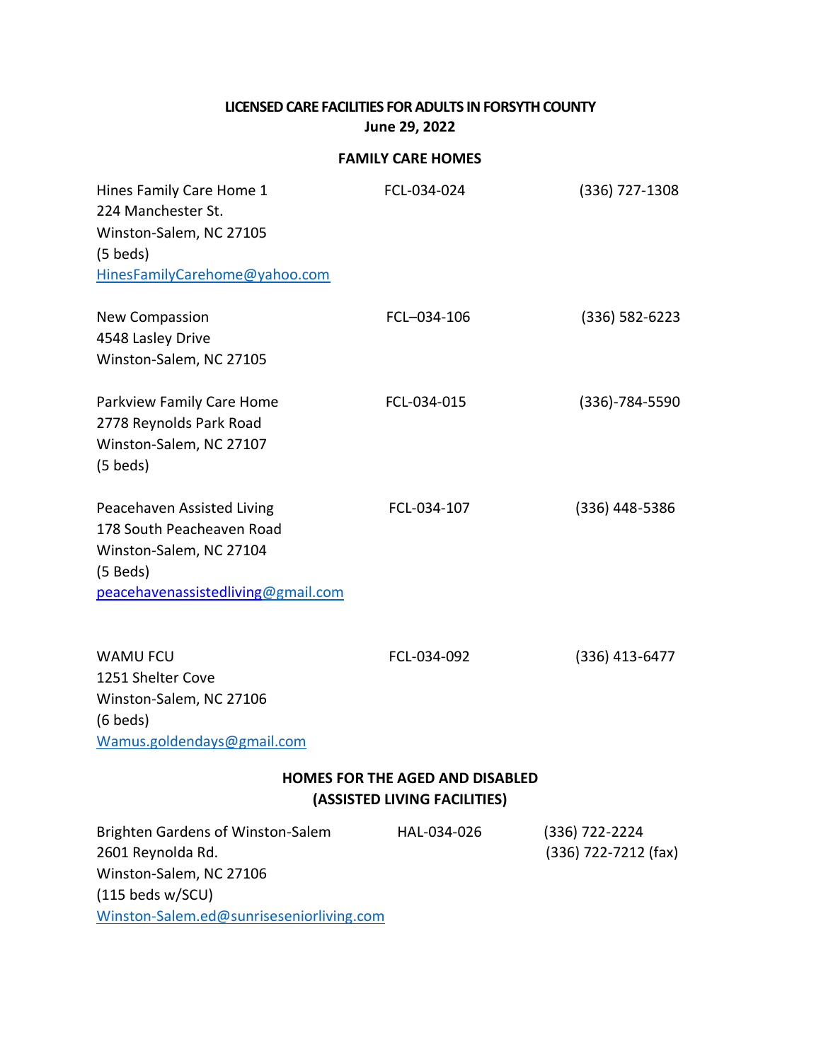# LICENSED CARE FACILITIES FOR ADULTS IN FORSYTH COUNTY

**June 29, 2022**

## FAMILY CARE HOMES

| | | |
|---|---|---|
| Hines Family Care Home 1<br>224 Manchester St.<br>Winston-Salem, NC 27105<br>(5 beds)<br>HinesFamilyCarehome@yahoo.com | FCL-034-024 | (336) 727-1308 |
| New Compassion<br>4548 Lasley Drive<br>Winston-Salem, NC 27105 | FCL–034-106 | (336) 582-6223 |
| Parkview Family Care Home<br>2778 Reynolds Park Road<br>Winston-Salem, NC 27107<br>(5 beds) | FCL-034-015 | (336)-784-5590 |
| Peacehaven Assisted Living<br>178 South Peacheaven Road<br>Winston-Salem, NC 27104<br>(5 Beds)<br>peacehavenassistedliving@gmail.com | FCL-034-107 | (336) 448-5386 |
| WAMU FCU<br>1251 Shelter Cove<br>Winston-Salem, NC 27106<br>(6 beds)<br>Wamus.goldendays@gmail.com | FCL-034-092 | (336) 413-6477 |

## HOMES FOR THE AGED AND DISABLED (ASSISTED LIVING FACILITIES)

| | | |
|---|---|---|
| Brighten Gardens of Winston-Salem<br>2601 Reynolda Rd.<br>Winston-Salem, NC 27106<br>(115 beds w/SCU)<br>Winston-Salem.ed@sunriseseniorliving.com | HAL-034-026 | (336) 722-2224<br>(336) 722-7212 (fax) |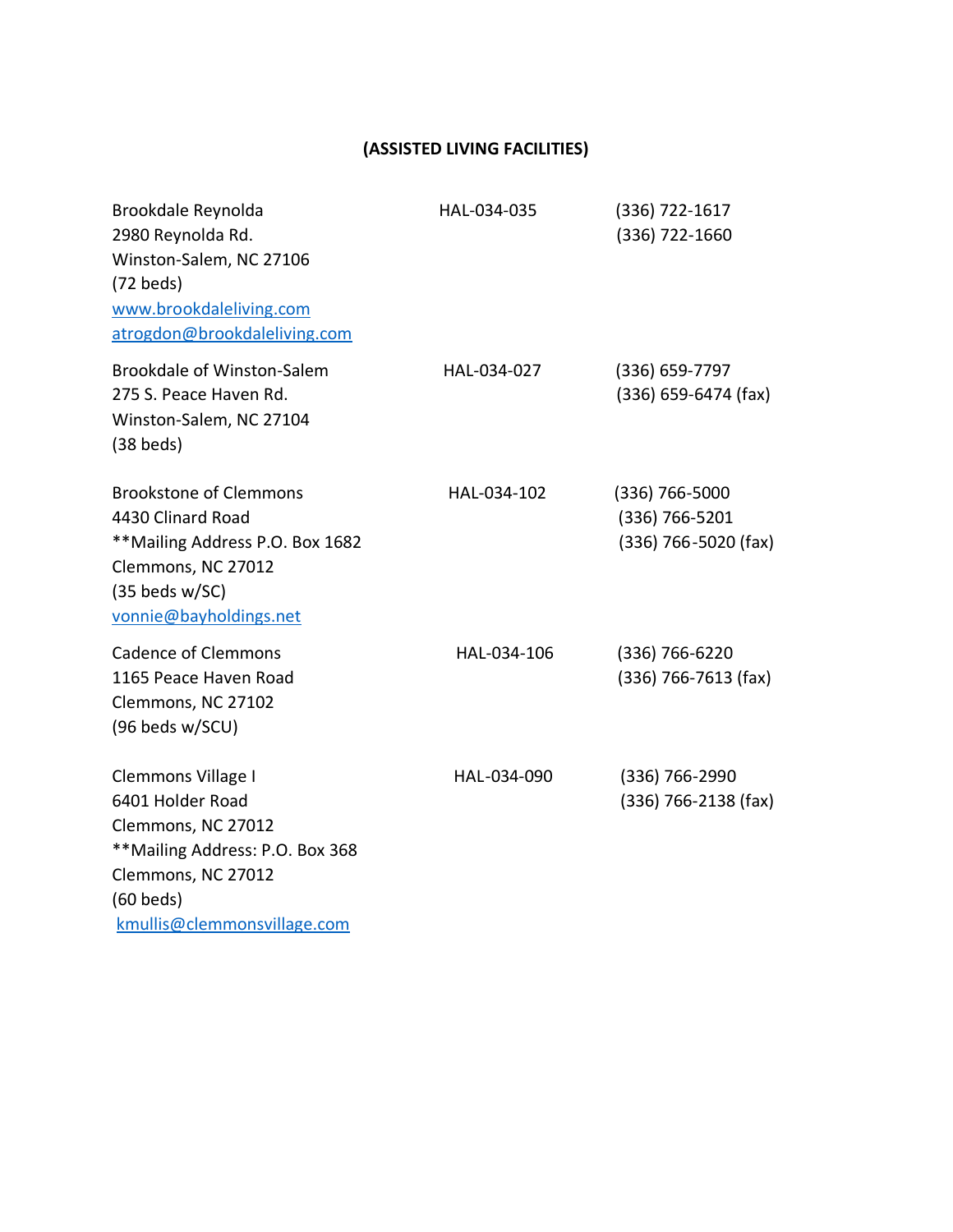**(ASSISTED LIVING FACILITIES)**

| | | |
|---|---|---|
| Brookdale Reynolda<br>2980 Reynolda Rd.<br>Winston-Salem, NC 27106<br>(72 beds)<br>www.brookdaleliving.com<br>atrogdon@brookdaleliving.com | HAL-034-035 | (336) 722-1617<br>(336) 722-1660 |
| Brookdale of Winston-Salem<br>275 S. Peace Haven Rd.<br>Winston-Salem, NC 27104<br>(38 beds) | HAL-034-027 | (336) 659-7797<br>(336) 659-6474 (fax) |
| Brookstone of Clemmons<br>4430 Clinard Road<br>**Mailing Address P.O. Box 1682<br>Clemmons, NC 27012<br>(35 beds w/SC)<br>vonnie@bayholdings.net | HAL-034-102 | (336) 766-5000<br>(336) 766-5201<br>(336) 766-5020 (fax) |
| Cadence of Clemmons<br>1165 Peace Haven Road<br>Clemmons, NC 27102<br>(96 beds w/SCU) | HAL-034-106 | (336) 766-6220<br>(336) 766-7613 (fax) |
| Clemmons Village I<br>6401 Holder Road<br>Clemmons, NC 27012<br>**Mailing Address: P.O. Box 368<br>Clemmons, NC 27012<br>(60 beds)<br>kmullis@clemmonsvillage.com | HAL-034-090 | (336) 766-2990<br>(336) 766-2138 (fax) |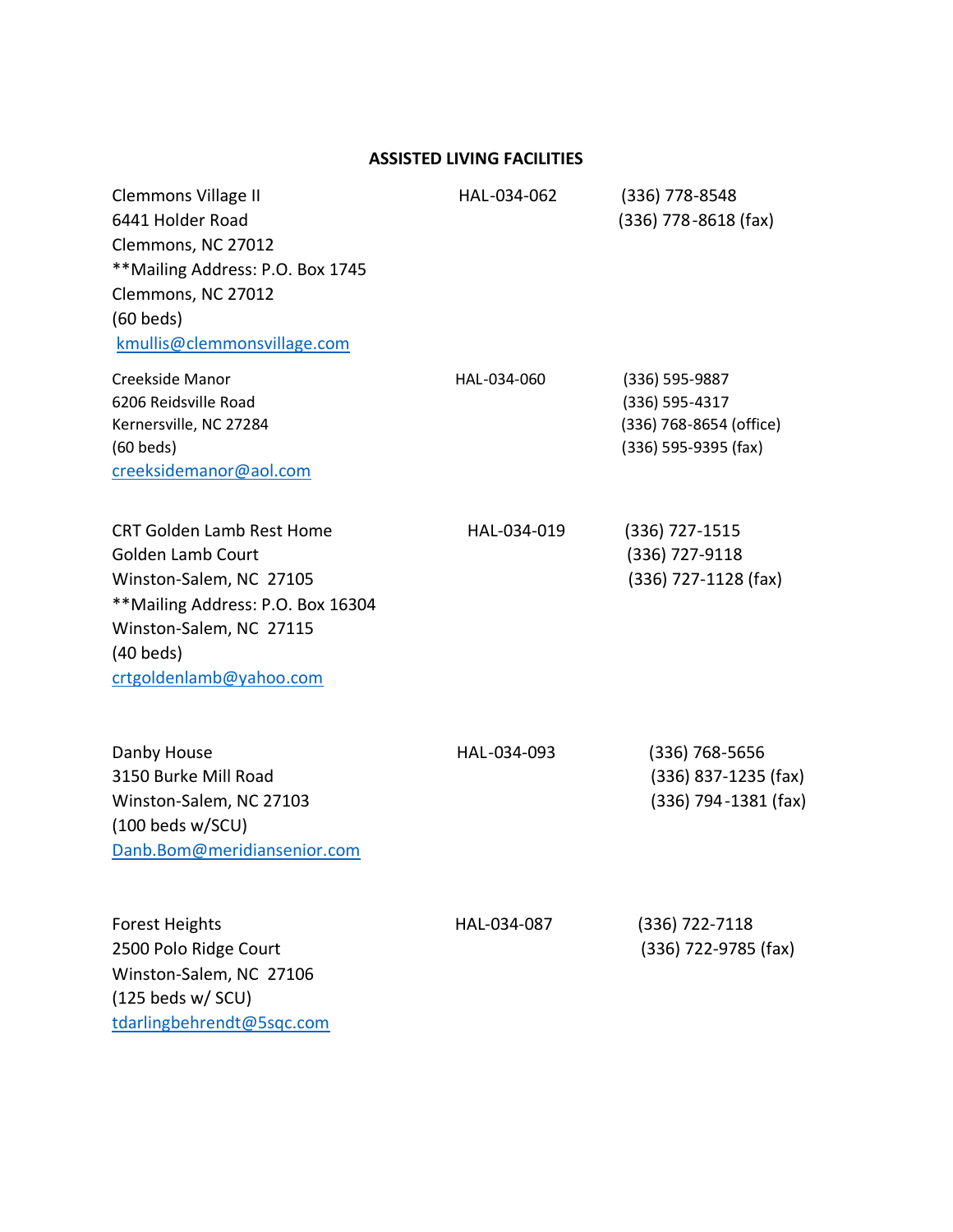## ASSISTED LIVING FACILITIES

| Facility | License | Phone |
|---|---|---|
| Clemmons Village II<br>6441 Holder Road<br>Clemmons, NC 27012<br>**Mailing Address: P.O. Box 1745<br>Clemmons, NC 27012<br>(60 beds)<br>kmullis@clemmonsvillage.com | HAL-034-062 | (336) 778-8548<br>(336) 778-8618 (fax) |
| Creekside Manor<br>6206 Reidsville Road<br>Kernersville, NC 27284<br>(60 beds)<br>creeksidemanor@aol.com | HAL-034-060 | (336) 595-9887<br>(336) 595-4317<br>(336) 768-8654 (office)<br>(336) 595-9395 (fax) |
| CRT Golden Lamb Rest Home<br>Golden Lamb Court<br>Winston-Salem, NC 27105<br>**Mailing Address: P.O. Box 16304<br>Winston-Salem, NC 27115<br>(40 beds)<br>crtgoldenlamb@yahoo.com | HAL-034-019 | (336) 727-1515<br>(336) 727-9118<br>(336) 727-1128 (fax) |
| Danby House<br>3150 Burke Mill Road<br>Winston-Salem, NC 27103<br>(100 beds w/SCU)<br>Danb.Bom@meridiansenior.com | HAL-034-093 | (336) 768-5656<br>(336) 837-1235 (fax)<br>(336) 794-1381 (fax) |
| Forest Heights<br>2500 Polo Ridge Court<br>Winston-Salem, NC 27106<br>(125 beds w/ SCU)<br>tdarlingbehrendt@5sqc.com | HAL-034-087 | (336) 722-7118<br>(336) 722-9785 (fax) |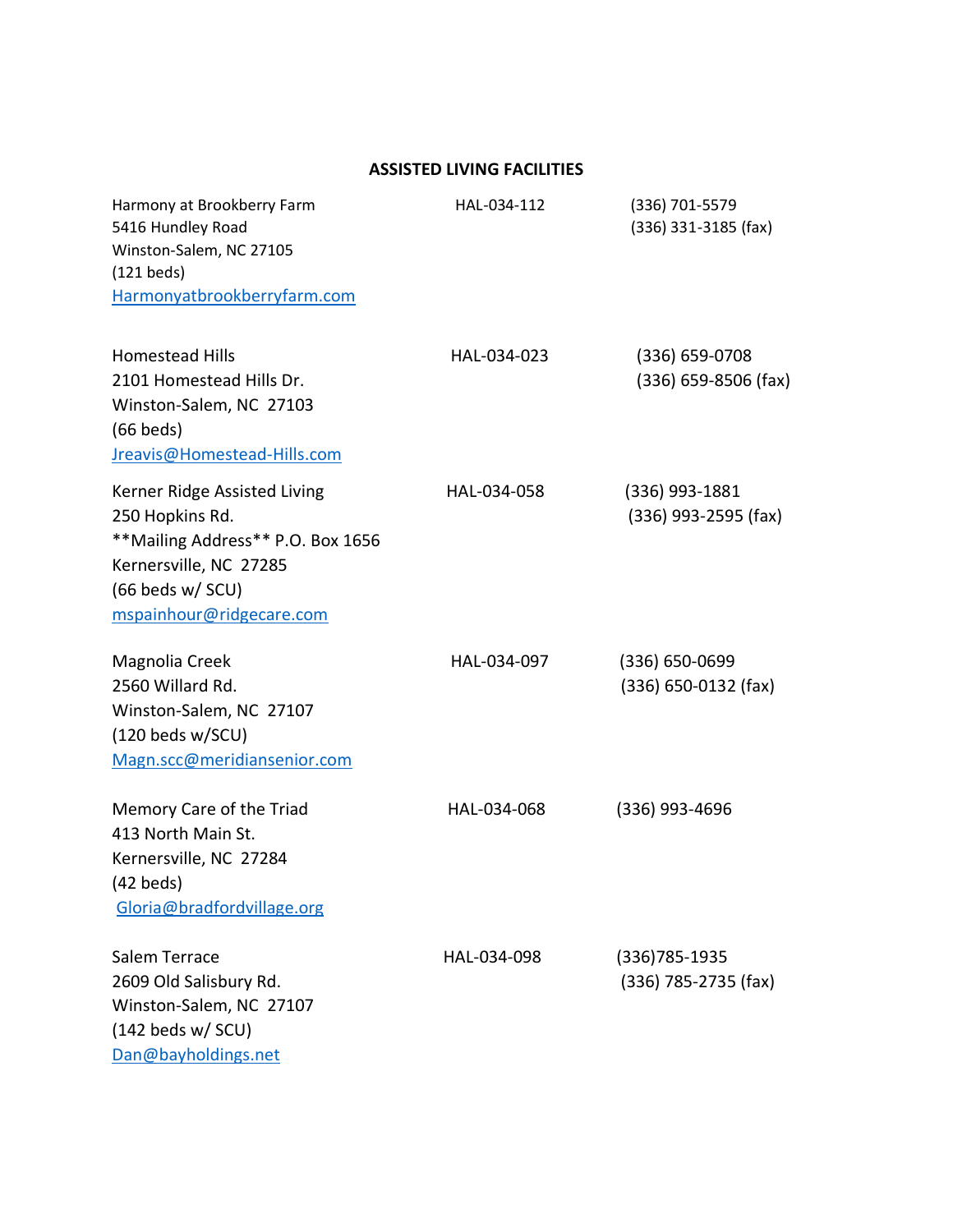## ASSISTED LIVING FACILITIES

| Facility | License | Phone |
|---|---|---|
| Harmony at Brookberry Farm<br>5416 Hundley Road<br>Winston-Salem, NC 27105<br>(121 beds)<br>Harmonyatbrookberryfarm.com | HAL-034-112 | (336) 701-5579<br>(336) 331-3185 (fax) |
| Homestead Hills<br>2101 Homestead Hills Dr.<br>Winston-Salem, NC 27103<br>(66 beds)<br>Jreavis@Homestead-Hills.com | HAL-034-023 | (336) 659-0708<br>(336) 659-8506 (fax) |
| Kerner Ridge Assisted Living<br>250 Hopkins Rd.<br>**Mailing Address** P.O. Box 1656<br>Kernersville, NC 27285<br>(66 beds w/ SCU)<br>mspainhour@ridgecare.com | HAL-034-058 | (336) 993-1881<br>(336) 993-2595 (fax) |
| Magnolia Creek<br>2560 Willard Rd.<br>Winston-Salem, NC 27107<br>(120 beds w/SCU)<br>Magn.scc@meridiansenior.com | HAL-034-097 | (336) 650-0699<br>(336) 650-0132 (fax) |
| Memory Care of the Triad<br>413 North Main St.<br>Kernersville, NC 27284<br>(42 beds)<br>Gloria@bradfordvillage.org | HAL-034-068 | (336) 993-4696 |
| Salem Terrace<br>2609 Old Salisbury Rd.<br>Winston-Salem, NC 27107<br>(142 beds w/ SCU)<br>Dan@bayholdings.net | HAL-034-098 | (336)785-1935<br>(336) 785-2735 (fax) |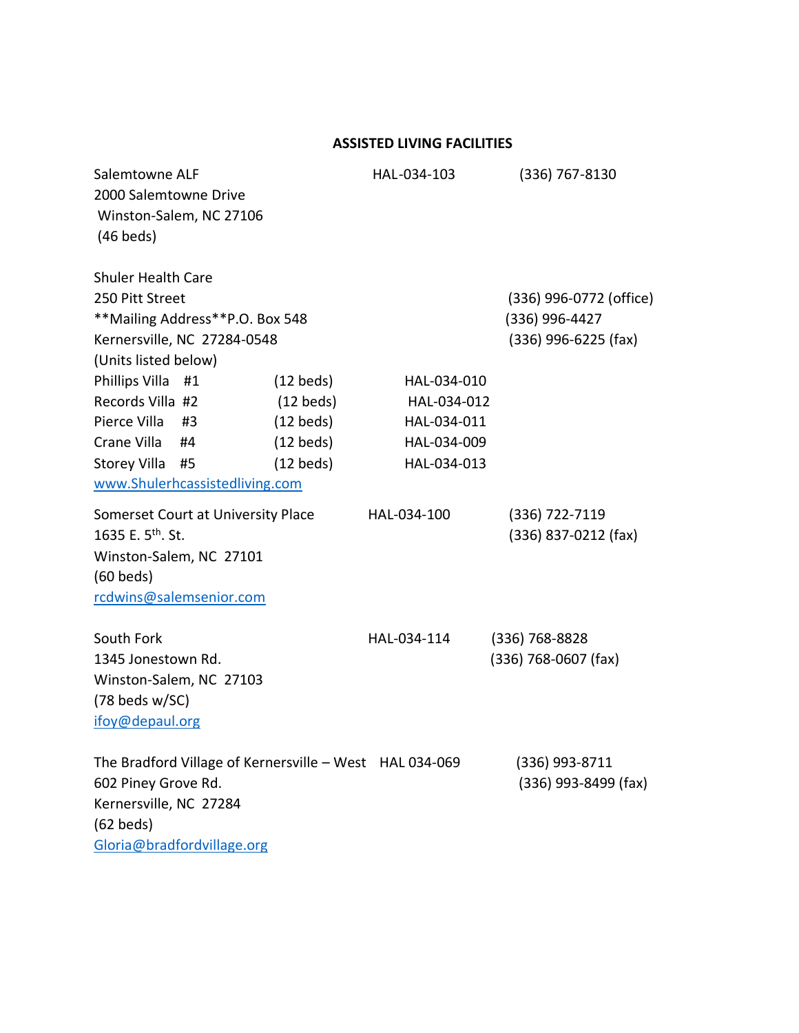## ASSISTED LIVING FACILITIES

Salemtowne ALF HAL-034-103 (336) 767-8130
2000 Salemtowne Drive
Winston-Salem, NC 27106
(46 beds)

Shuler Health Care
250 Pitt Street (336) 996-0772 (office)
**Mailing Address**P.O. Box 548 (336) 996-4427
Kernersville, NC 27284-0548 (336) 996-6225 (fax)
(Units listed below)

| Unit | Beds | License |
|---|---|---|
| Phillips Villa #1 | (12 beds) | HAL-034-010 |
| Records Villa #2 | (12 beds) | HAL-034-012 |
| Pierce Villa #3 | (12 beds) | HAL-034-011 |
| Crane Villa #4 | (12 beds) | HAL-034-009 |
| Storey Villa #5 | (12 beds) | HAL-034-013 |

www.Shulerhcassistedliving.com

Somerset Court at University Place HAL-034-100 (336) 722-7119
1635 E. 5th. St. (336) 837-0212 (fax)
Winston-Salem, NC 27101
(60 beds)
rcdwins@salemsenior.com

South Fork HAL-034-114 (336) 768-8828
1345 Jonestown Rd. (336) 768-0607 (fax)
Winston-Salem, NC 27103
(78 beds w/SC)
ifoy@depaul.org

The Bradford Village of Kernersville – West HAL 034-069 (336) 993-8711
602 Piney Grove Rd. (336) 993-8499 (fax)
Kernersville, NC 27284
(62 beds)
Gloria@bradfordvillage.org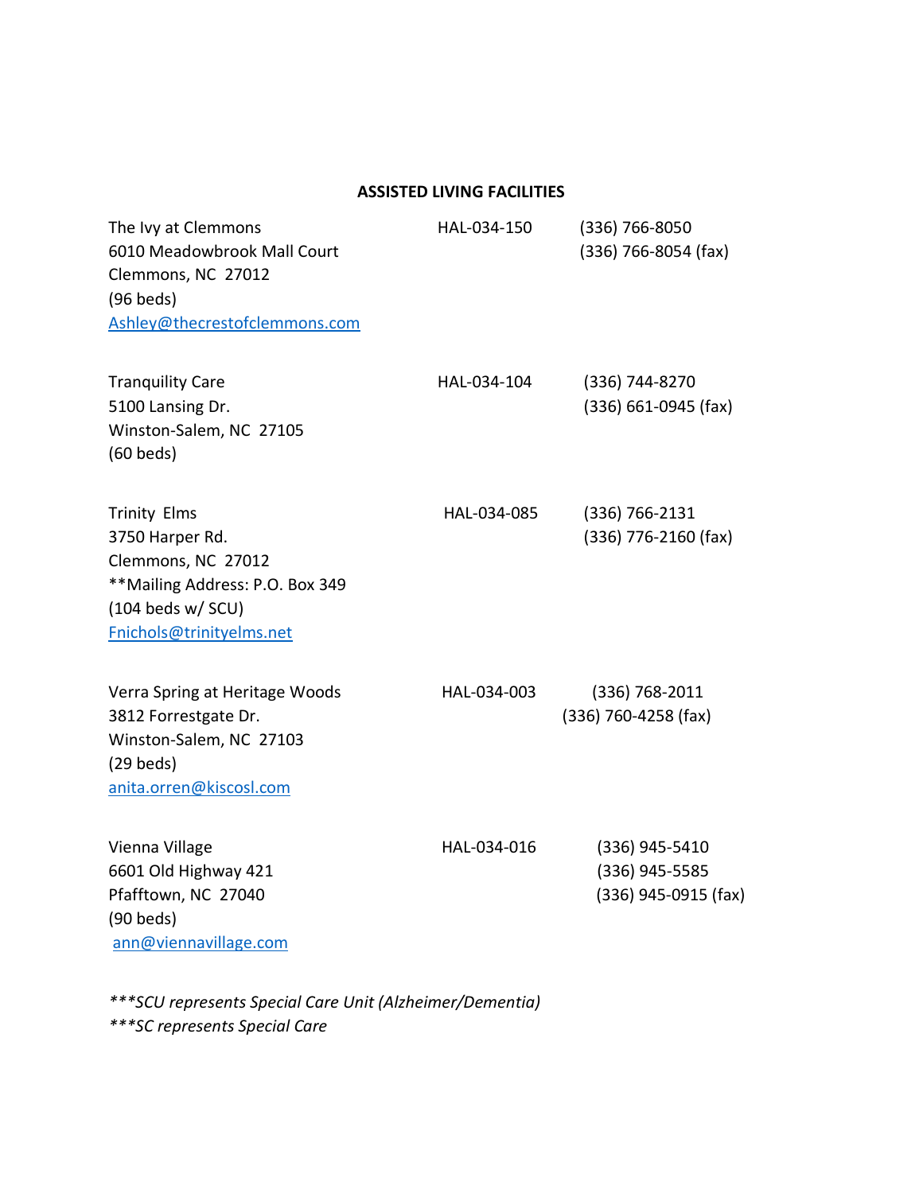## ASSISTED LIVING FACILITIES

| Facility | License | Phone |
| --- | --- | --- |
| The Ivy at Clemmons<br>6010 Meadowbrook Mall Court<br>Clemmons, NC 27012<br>(96 beds)<br>Ashley@thecrestofclemmons.com | HAL-034-150 | (336) 766-8050<br>(336) 766-8054 (fax) |
| Tranquility Care<br>5100 Lansing Dr.<br>Winston-Salem, NC 27105<br>(60 beds) | HAL-034-104 | (336) 744-8270<br>(336) 661-0945 (fax) |
| Trinity Elms<br>3750 Harper Rd.<br>Clemmons, NC 27012<br>**Mailing Address: P.O. Box 349<br>(104 beds w/ SCU)<br>Fnichols@trinityelms.net | HAL-034-085 | (336) 766-2131<br>(336) 776-2160 (fax) |
| Verra Spring at Heritage Woods<br>3812 Forrestgate Dr.<br>Winston-Salem, NC 27103<br>(29 beds)<br>anita.orren@kiscosl.com | HAL-034-003 | (336) 768-2011<br>(336) 760-4258 (fax) |
| Vienna Village<br>6601 Old Highway 421<br>Pfafftown, NC 27040<br>(90 beds)<br>ann@viennavillage.com | HAL-034-016 | (336) 945-5410<br>(336) 945-5585<br>(336) 945-0915 (fax) |

****SCU represents Special Care Unit (Alzheimer/Dementia)*

****SC represents Special Care*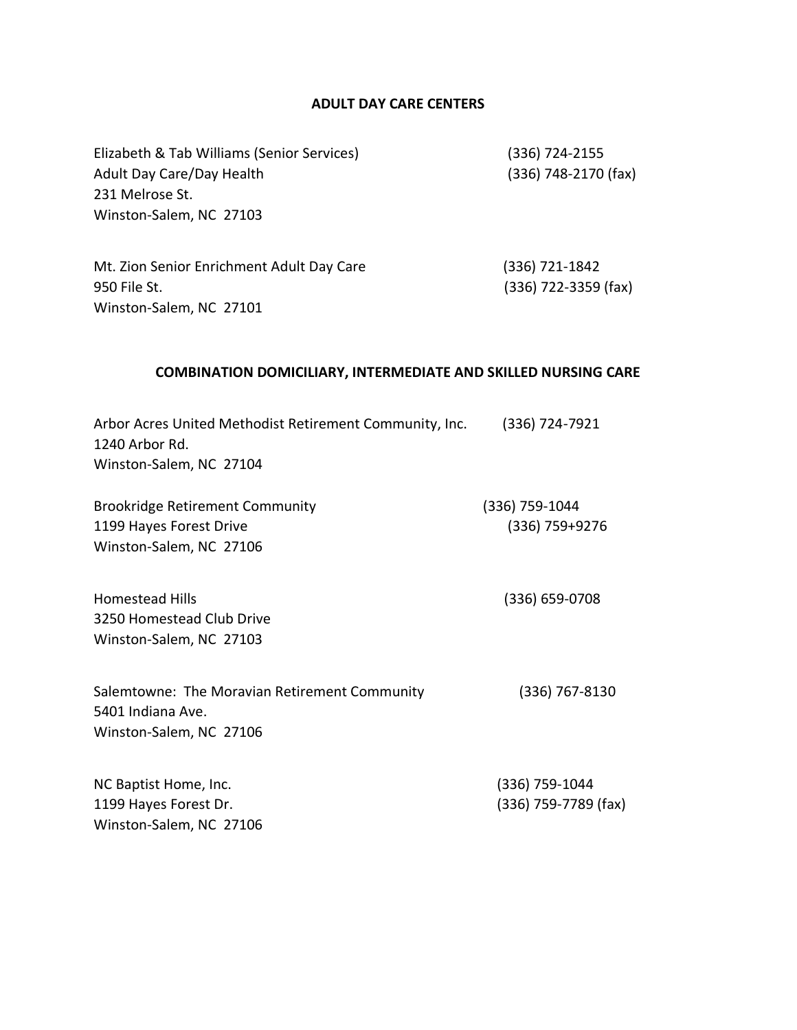## ADULT DAY CARE CENTERS

Elizabeth & Tab Williams (Senior Services)
Adult Day Care/Day Health
231 Melrose St.
Winston-Salem, NC 27103
(336) 724-2155
(336) 748-2170 (fax)

Mt. Zion Senior Enrichment Adult Day Care
950 File St.
Winston-Salem, NC 27101
(336) 721-1842
(336) 722-3359 (fax)

## COMBINATION DOMICILIARY, INTERMEDIATE AND SKILLED NURSING CARE

Arbor Acres United Methodist Retirement Community, Inc.
1240 Arbor Rd.
Winston-Salem, NC 27104
(336) 724-7921

Brookridge Retirement Community
1199 Hayes Forest Drive
Winston-Salem, NC 27106
(336) 759-1044
(336) 759+9276

Homestead Hills
3250 Homestead Club Drive
Winston-Salem, NC 27103
(336) 659-0708

Salemtowne: The Moravian Retirement Community
5401 Indiana Ave.
Winston-Salem, NC 27106
(336) 767-8130

NC Baptist Home, Inc.
1199 Hayes Forest Dr.
Winston-Salem, NC 27106
(336) 759-1044
(336) 759-7789 (fax)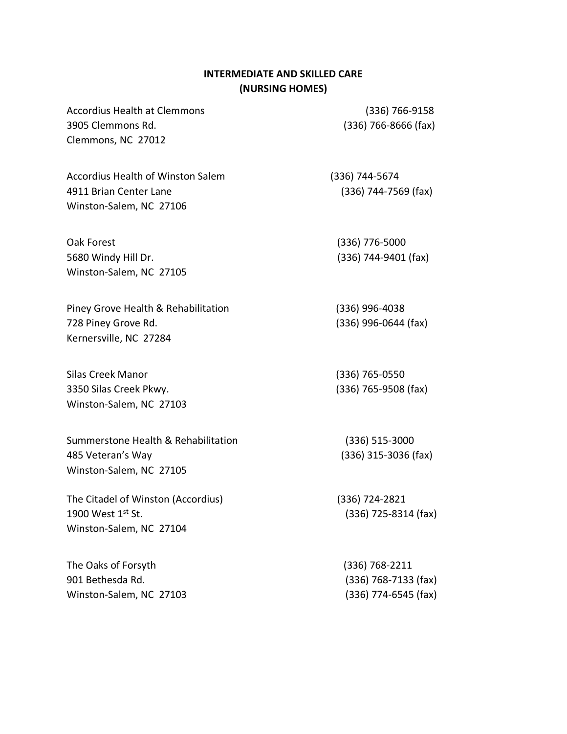## INTERMEDIATE AND SKILLED CARE
## (NURSING HOMES)

Accordius Health at Clemmons
3905 Clemmons Rd.
Clemmons, NC 27012
(336) 766-9158
(336) 766-8666 (fax)

Accordius Health of Winston Salem
4911 Brian Center Lane
Winston-Salem, NC 27106
(336) 744-5674
(336) 744-7569 (fax)

Oak Forest
5680 Windy Hill Dr.
Winston-Salem, NC 27105
(336) 776-5000
(336) 744-9401 (fax)

Piney Grove Health & Rehabilitation
728 Piney Grove Rd.
Kernersville, NC 27284
(336) 996-4038
(336) 996-0644 (fax)

Silas Creek Manor
3350 Silas Creek Pkwy.
Winston-Salem, NC 27103
(336) 765-0550
(336) 765-9508 (fax)

Summerstone Health & Rehabilitation
485 Veteran's Way
Winston-Salem, NC 27105
(336) 515-3000
(336) 315-3036 (fax)

The Citadel of Winston (Accordius)
1900 West 1st St.
Winston-Salem, NC 27104
(336) 724-2821
(336) 725-8314 (fax)

The Oaks of Forsyth
901 Bethesda Rd.
Winston-Salem, NC 27103
(336) 768-2211
(336) 768-7133 (fax)
(336) 774-6545 (fax)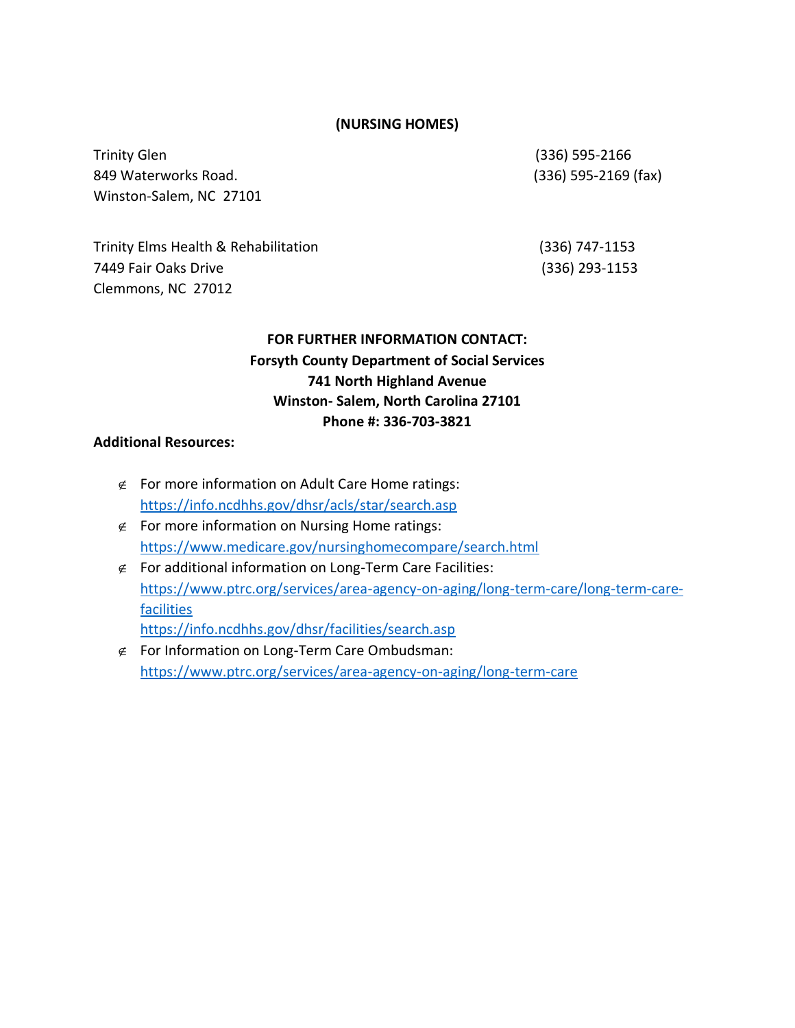**(NURSING HOMES)**

Trinity Glen
849 Waterworks Road.
Winston-Salem, NC 27101

(336) 595-2166
(336) 595-2169 (fax)

Trinity Elms Health & Rehabilitation
7449 Fair Oaks Drive
Clemmons, NC 27012

(336) 747-1153
(336) 293-1153

**FOR FURTHER INFORMATION CONTACT:**
**Forsyth County Department of Social Services**
**741 North Highland Avenue**
**Winston- Salem, North Carolina 27101**
**Phone #: 336-703-3821**

**Additional Resources:**

- For more information on Adult Care Home ratings:
  https://info.ncdhhs.gov/dhsr/acls/star/search.asp
- For more information on Nursing Home ratings:
  https://www.medicare.gov/nursinghomecompare/search.html
- For additional information on Long-Term Care Facilities:
  https://www.ptrc.org/services/area-agency-on-aging/long-term-care/long-term-care-facilities
  https://info.ncdhhs.gov/dhsr/facilities/search.asp
- For Information on Long-Term Care Ombudsman:
  https://www.ptrc.org/services/area-agency-on-aging/long-term-care